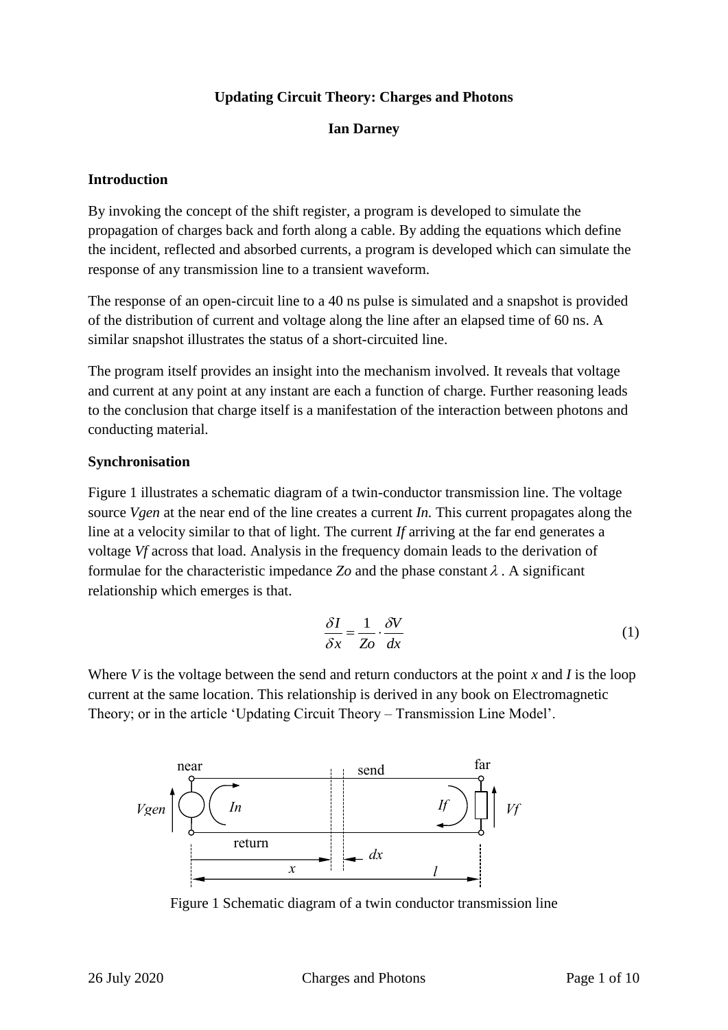**Updating Circuit Theory: Charges and Photons**

**Ian Darney**

## Introduction

By invoking the concept of the shift register, a program is developed to simulate the propagation of charges back and forth along a cable. By adding the equations which define the incident, reflected and absorbed currents, a program is developed which can simulate the response of any transmission line to a transient waveform.

The response of an open-circuit line to a 40 ns pulse is simulated and a snapshot is provided of the distribution of current and voltage along the line after an elapsed time of 60 ns. A similar snapshot illustrates the status of a short-circuited line.

The program itself provides an insight into the mechanism involved. It reveals that voltage and current at any point at any instant are each a function of charge. Further reasoning leads to the conclusion that charge itself is a manifestation of the interaction between photons and conducting material.

## Synchronisation

Figure 1 illustrates a schematic diagram of a twin-conductor transmission line. The voltage source *Vgen* at the near end of the line creates a current *In.* This current propagates along the line at a velocity similar to that of light. The current *If* arriving at the far end generates a voltage *Vf* across that load. Analysis in the frequency domain leads to the derivation of formulae for the characteristic impedance *Zo* and the phase constant $\lambda$ . A significant relationship which emerges is that.

$$\frac{\delta I}{\delta x} = \frac{1}{Zo} \cdot \frac{\delta V}{dx} \tag{1}$$

Where *V* is the voltage between the send and return conductors at the point *x* and *I* is the loop current at the same location. This relationship is derived in any book on Electromagnetic Theory; or in the article 'Updating Circuit Theory – Transmission Line Model'.

Figure 1 Schematic diagram of a twin conductor transmission line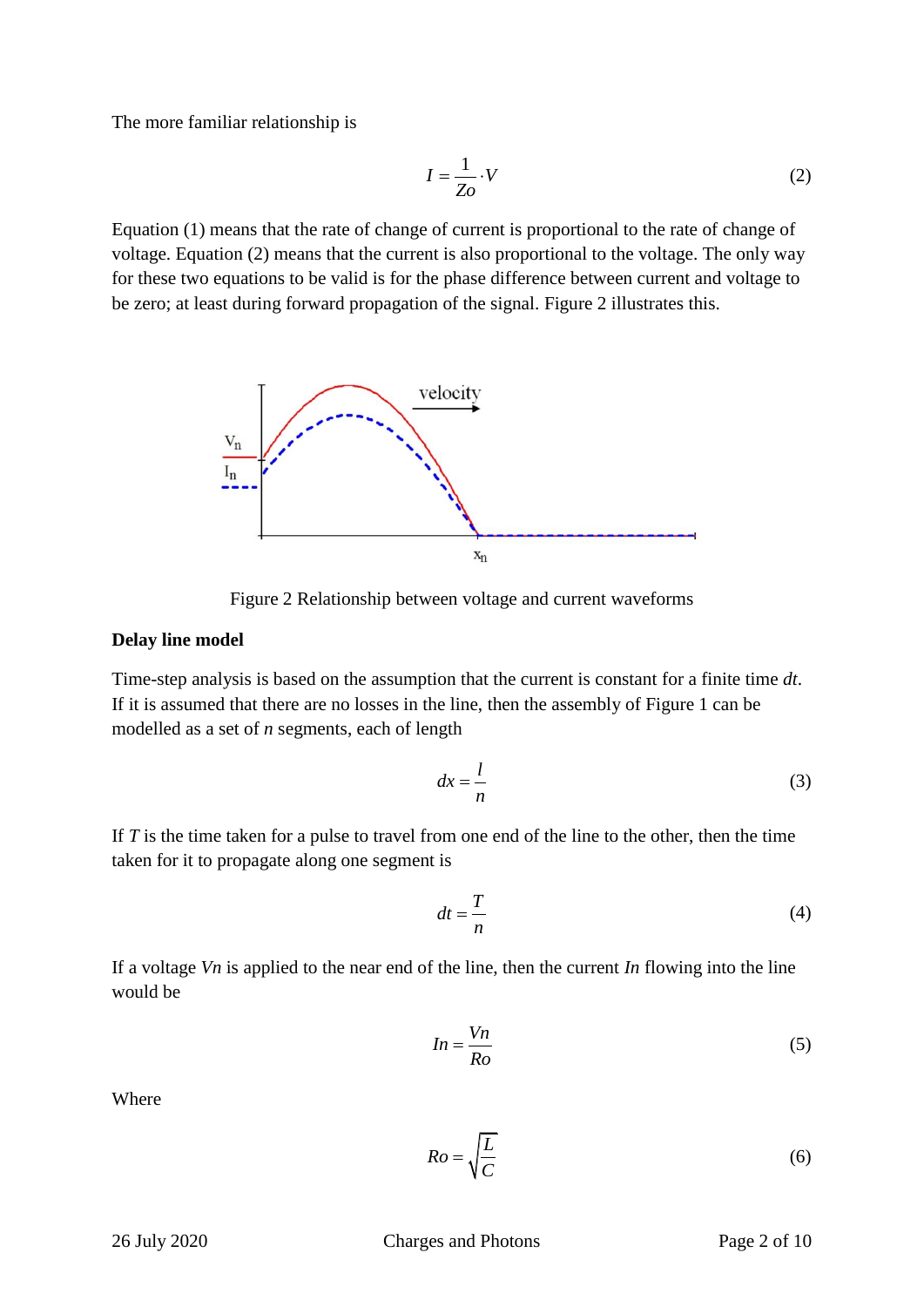The more familiar relationship is

$$I = \frac{1}{Zo} \cdot V \tag{2}$$

Equation (1) means that the rate of change of current is proportional to the rate of change of voltage. Equation (2) means that the current is also proportional to the voltage. The only way for these two equations to be valid is for the phase difference between current and voltage to be zero; at least during forward propagation of the signal. Figure 2 illustrates this.

Figure 2 Relationship between voltage and current waveforms

**Delay line model**

Time-step analysis is based on the assumption that the current is constant for a finite time *dt*. If it is assumed that there are no losses in the line, then the assembly of Figure 1 can be modelled as a set of *n* segments, each of length

$$dx = \frac{l}{n} \tag{3}$$

If *T* is the time taken for a pulse to travel from one end of the line to the other, then the time taken for it to propagate along one segment is

$$dt = \frac{T}{n} \tag{4}$$

If a voltage *Vn* is applied to the near end of the line, then the current *In* flowing into the line would be

$$In = \frac{Vn}{Ro} \tag{5}$$

Where

$$Ro = \sqrt{\frac{L}{C}} \tag{6}$$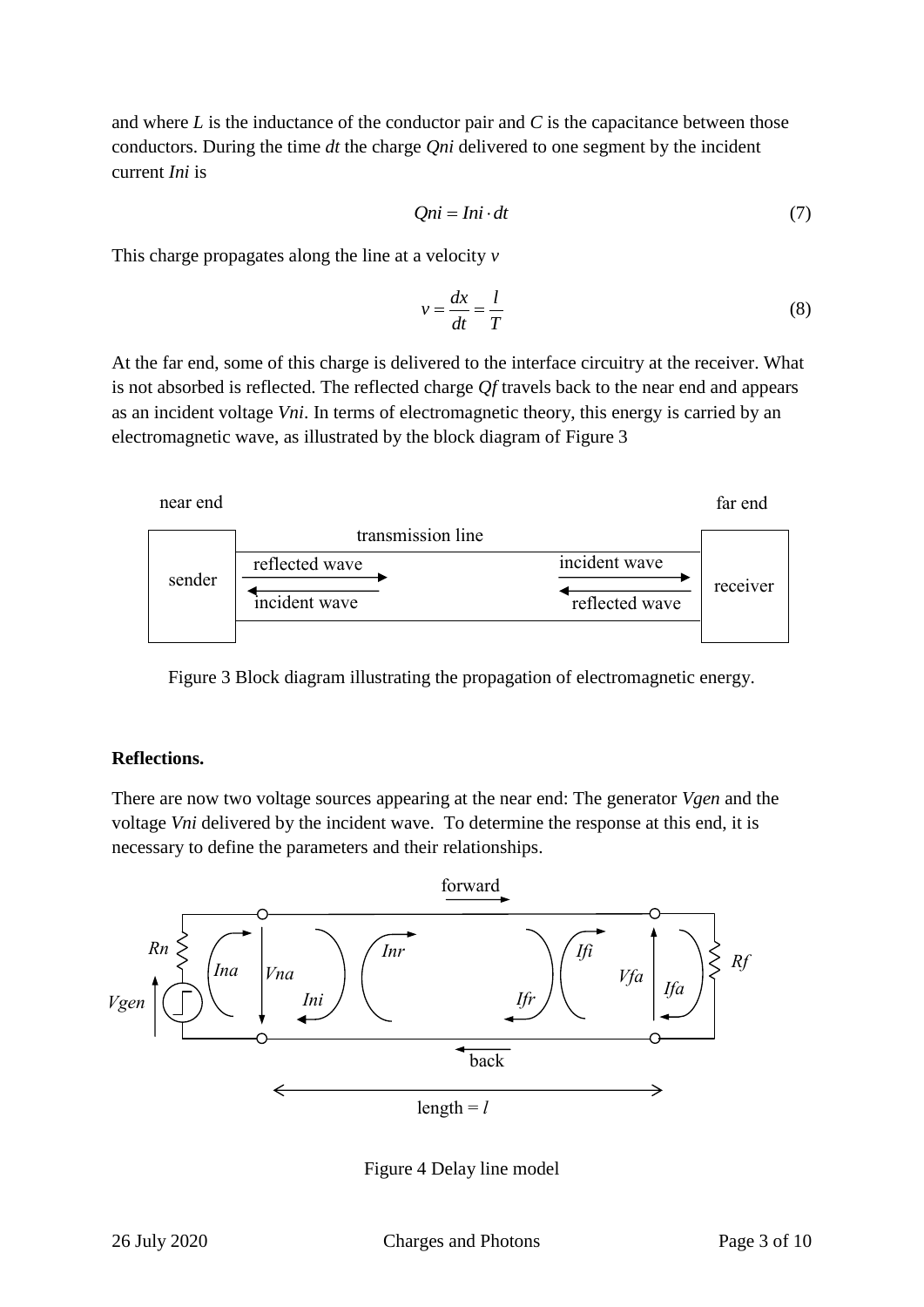and where $L$ is the inductance of the conductor pair and $C$ is the capacitance between those conductors. During the time $dt$ the charge $Qni$ delivered to one segment by the incident current $Ini$ is

$$Qni = Ini \cdot dt \tag{7}$$

This charge propagates along the line at a velocity $v$

$$v = \frac{dx}{dt} = \frac{l}{T} \tag{8}$$

At the far end, some of this charge is delivered to the interface circuitry at the receiver. What is not absorbed is reflected. The reflected charge $Qf$ travels back to the near end and appears as an incident voltage $Vni$. In terms of electromagnetic theory, this energy is carried by an electromagnetic wave, as illustrated by the block diagram of Figure 3

Figure 3 Block diagram illustrating the propagation of electromagnetic energy.

**Reflections.**

There are now two voltage sources appearing at the near end: The generator $Vgen$ and the voltage $Vni$ delivered by the incident wave. To determine the response at this end, it is necessary to define the parameters and their relationships.

Figure 4 Delay line model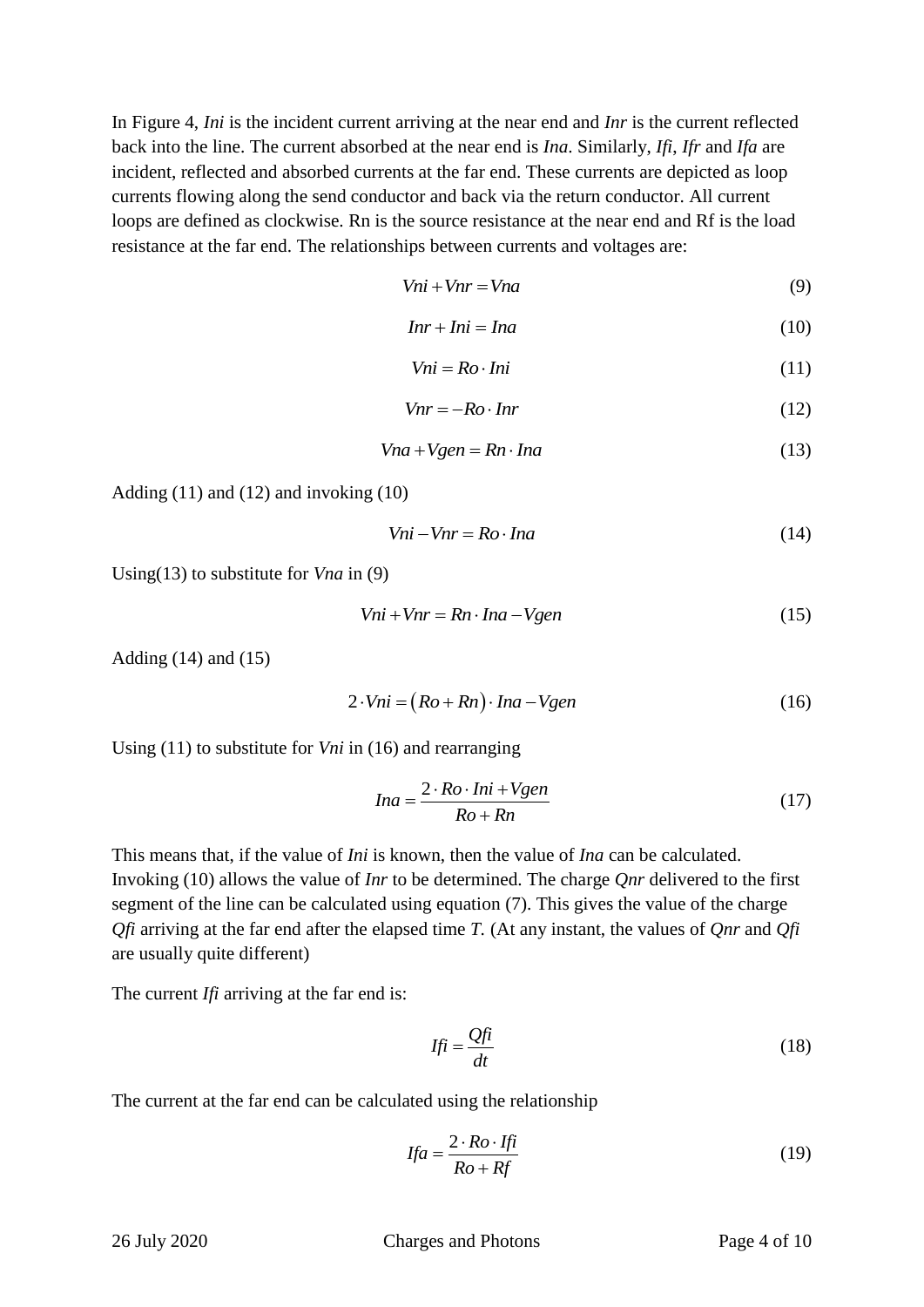In Figure 4, *Ini* is the incident current arriving at the near end and *Inr* is the current reflected back into the line. The current absorbed at the near end is *Ina*. Similarly, *Ifi*, *Ifr* and *Ifa* are incident, reflected and absorbed currents at the far end. These currents are depicted as loop currents flowing along the send conductor and back via the return conductor. All current loops are defined as clockwise. Rn is the source resistance at the near end and Rf is the load resistance at the far end. The relationships between currents and voltages are:

$$Vni + Vnr = Vna \tag{9}$$

$$Inr + Ini = Ina \tag{10}$$

$$Vni = Ro \cdot Ini \tag{11}$$

$$Vnr = -Ro \cdot Inr \tag{12}$$

$$Vna + Vgen = Rn \cdot Ina \tag{13}$$

Adding (11) and (12) and invoking (10)

$$Vni - Vnr = Ro \cdot Ina \tag{14}$$

Using(13) to substitute for *Vna* in (9)

$$Vni + Vnr = Rn \cdot Ina - Vgen \tag{15}$$

Adding (14) and (15)

$$2 \cdot Vni = \left(Ro + Rn\right) \cdot Ina - Vgen \tag{16}$$

Using (11) to substitute for *Vni* in (16) and rearranging

$$Ina = \frac{2 \cdot Ro \cdot Ini + Vgen}{Ro + Rn} \tag{17}$$

This means that, if the value of *Ini* is known, then the value of *Ina* can be calculated. Invoking (10) allows the value of *Inr* to be determined. The charge *Qnr* delivered to the first segment of the line can be calculated using equation (7). This gives the value of the charge *Qfi* arriving at the far end after the elapsed time *T.* (At any instant, the values of *Qnr* and *Qfi* are usually quite different)

The current *Ifi* arriving at the far end is:

$$Ifi = \frac{Qfi}{dt} \tag{18}$$

The current at the far end can be calculated using the relationship

$$Ifa = \frac{2 \cdot Ro \cdot Ifi}{Ro + Rf} \tag{19}$$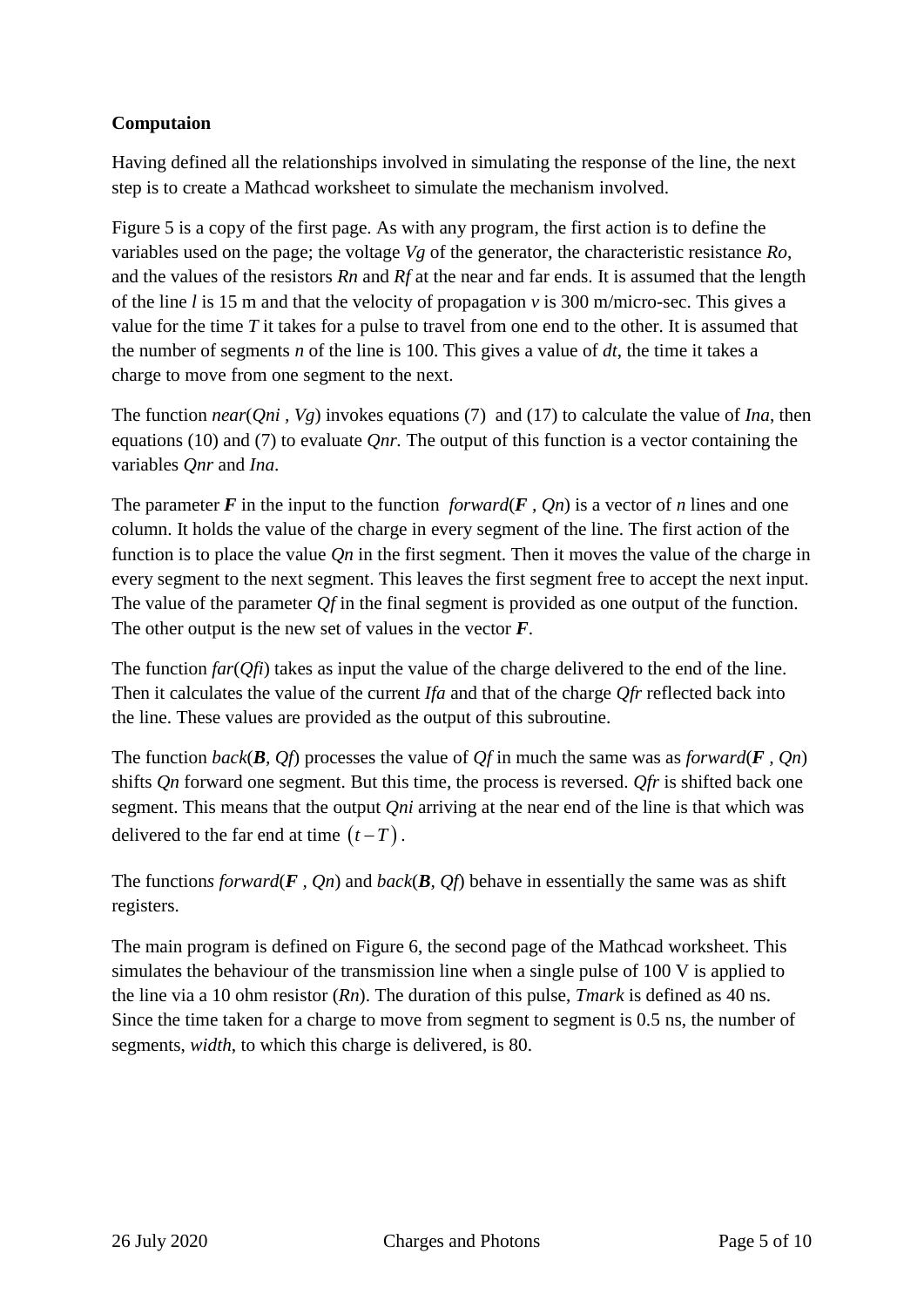**Computaion**

Having defined all the relationships involved in simulating the response of the line, the next step is to create a Mathcad worksheet to simulate the mechanism involved.

Figure 5 is a copy of the first page. As with any program, the first action is to define the variables used on the page; the voltage *Vg* of the generator, the characteristic resistance *Ro*, and the values of the resistors *Rn* and *Rf* at the near and far ends. It is assumed that the length of the line *l* is 15 m and that the velocity of propagation *v* is 300 m/micro-sec. This gives a value for the time *T* it takes for a pulse to travel from one end to the other. It is assumed that the number of segments *n* of the line is 100. This gives a value of *dt*, the time it takes a charge to move from one segment to the next.

The function *near*(*Qni* , *Vg*) invokes equations (7) and (17) to calculate the value of *Ina*, then equations (10) and (7) to evaluate *Qnr.* The output of this function is a vector containing the variables *Qnr* and *Ina*.

The parameter ***F*** in the input to the function *forward*(***F*** , *Qn*) is a vector of *n* lines and one column. It holds the value of the charge in every segment of the line. The first action of the function is to place the value *Qn* in the first segment. Then it moves the value of the charge in every segment to the next segment. This leaves the first segment free to accept the next input. The value of the parameter *Qf* in the final segment is provided as one output of the function. The other output is the new set of values in the vector ***F***.

The function *far*(*Qfi*) takes as input the value of the charge delivered to the end of the line. Then it calculates the value of the current *Ifa* and that of the charge *Qfr* reflected back into the line. These values are provided as the output of this subroutine.

The function *back*(***B***, *Qf*) processes the value of *Qf* in much the same was as *forward*(***F*** , *Qn*) shifts *Qn* forward one segment. But this time, the process is reversed. *Qfr* is shifted back one segment. This means that the output *Qni* arriving at the near end of the line is that which was delivered to the far end at time $(t-T)$.

The functions *forward*(***F*** , *Qn*) and *back*(***B***, *Qf*) behave in essentially the same was as shift registers.

The main program is defined on Figure 6, the second page of the Mathcad worksheet. This simulates the behaviour of the transmission line when a single pulse of 100 V is applied to the line via a 10 ohm resistor (*Rn*). The duration of this pulse, *Tmark* is defined as 40 ns. Since the time taken for a charge to move from segment to segment is 0.5 ns, the number of segments, *width*, to which this charge is delivered, is 80.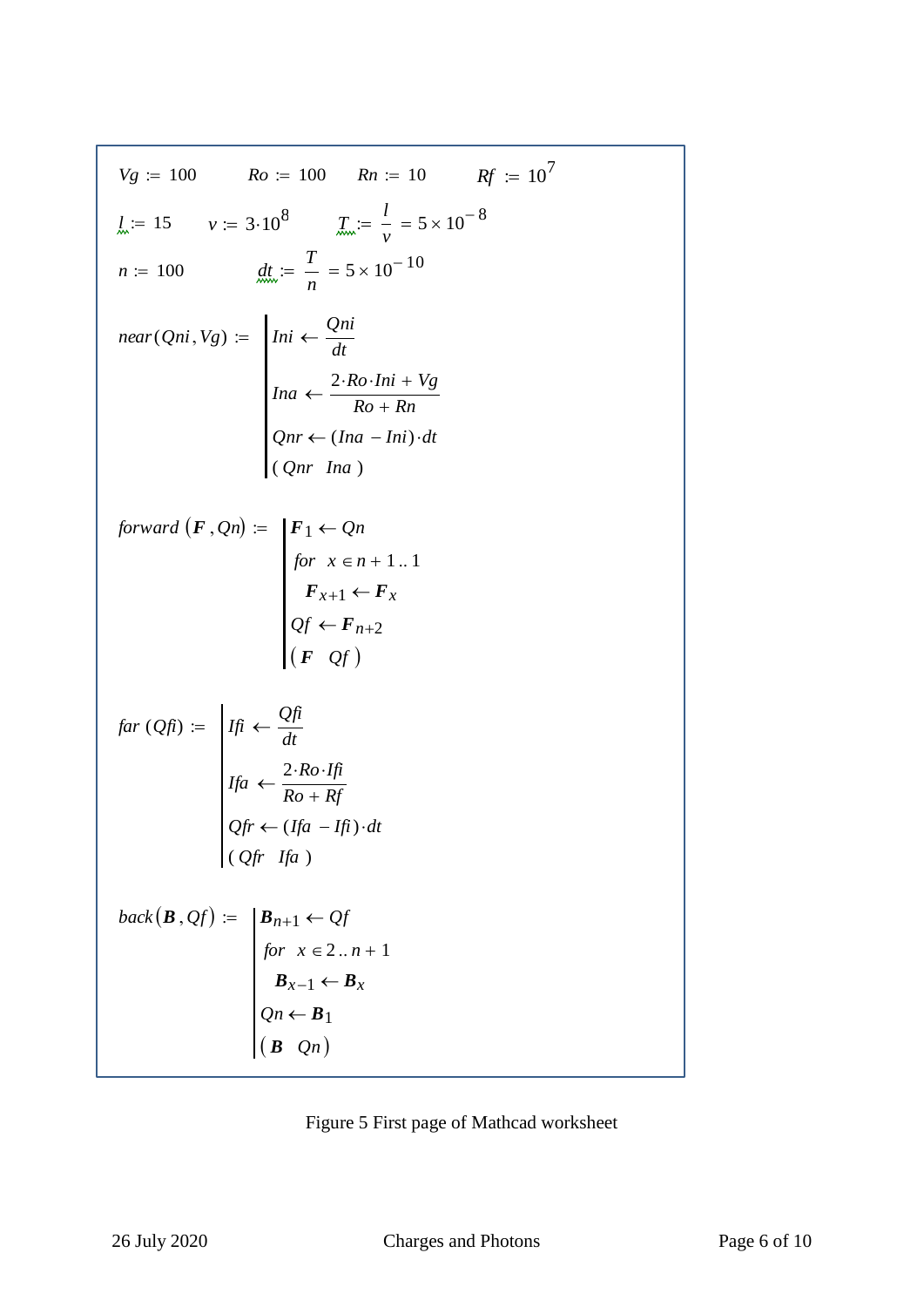$Vg := 100 \qquad Ro := 100 \qquad Rn := 10 \qquad Rf := 10^{7}$

$l := 15 \qquad v := 3 \cdot 10^{8} \qquad T := \frac{l}{v} = 5 \times 10^{-8}$

$n := 100 \qquad dt := \frac{T}{n} = 5 \times 10^{-10}$

$$
near(Qni, Vg) := \left|
\begin{array}{l}
Ini \leftarrow \dfrac{Qni}{dt} \\
Ina \leftarrow \dfrac{2 \cdot Ro \cdot Ini + Vg}{Ro + Rn} \\
Qnr \leftarrow (Ina - Ini) \cdot dt \\
(\, Qnr \quad Ina \,)
\end{array}
\right.
$$

$$
forward(\boldsymbol{F}, Qn) := \left|
\begin{array}{l}
\boldsymbol{F}_1 \leftarrow Qn \\
for \;\; x \in n + 1 \,..\, 1 \\
\quad \boldsymbol{F}_{x+1} \leftarrow \boldsymbol{F}_x \\
Qf \leftarrow \boldsymbol{F}_{n+2} \\
(\, \boldsymbol{F} \quad Qf \,)
\end{array}
\right.
$$

$$
far(Qfi) := \left|
\begin{array}{l}
Ifi \leftarrow \dfrac{Qfi}{dt} \\
Ifa \leftarrow \dfrac{2 \cdot Ro \cdot Ifi}{Ro + Rf} \\
Qfr \leftarrow (Ifa - Ifi) \cdot dt \\
(\, Qfr \quad Ifa \,)
\end{array}
\right.
$$

$$
back(\boldsymbol{B}, Qf) := \left|
\begin{array}{l}
\boldsymbol{B}_{n+1} \leftarrow Qf \\
for \;\; x \in 2 \,..\, n + 1 \\
\quad \boldsymbol{B}_{x-1} \leftarrow \boldsymbol{B}_x \\
Qn \leftarrow \boldsymbol{B}_1 \\
(\, \boldsymbol{B} \quad Qn \,)
\end{array}
\right.
$$

Figure 5 First page of Mathcad worksheet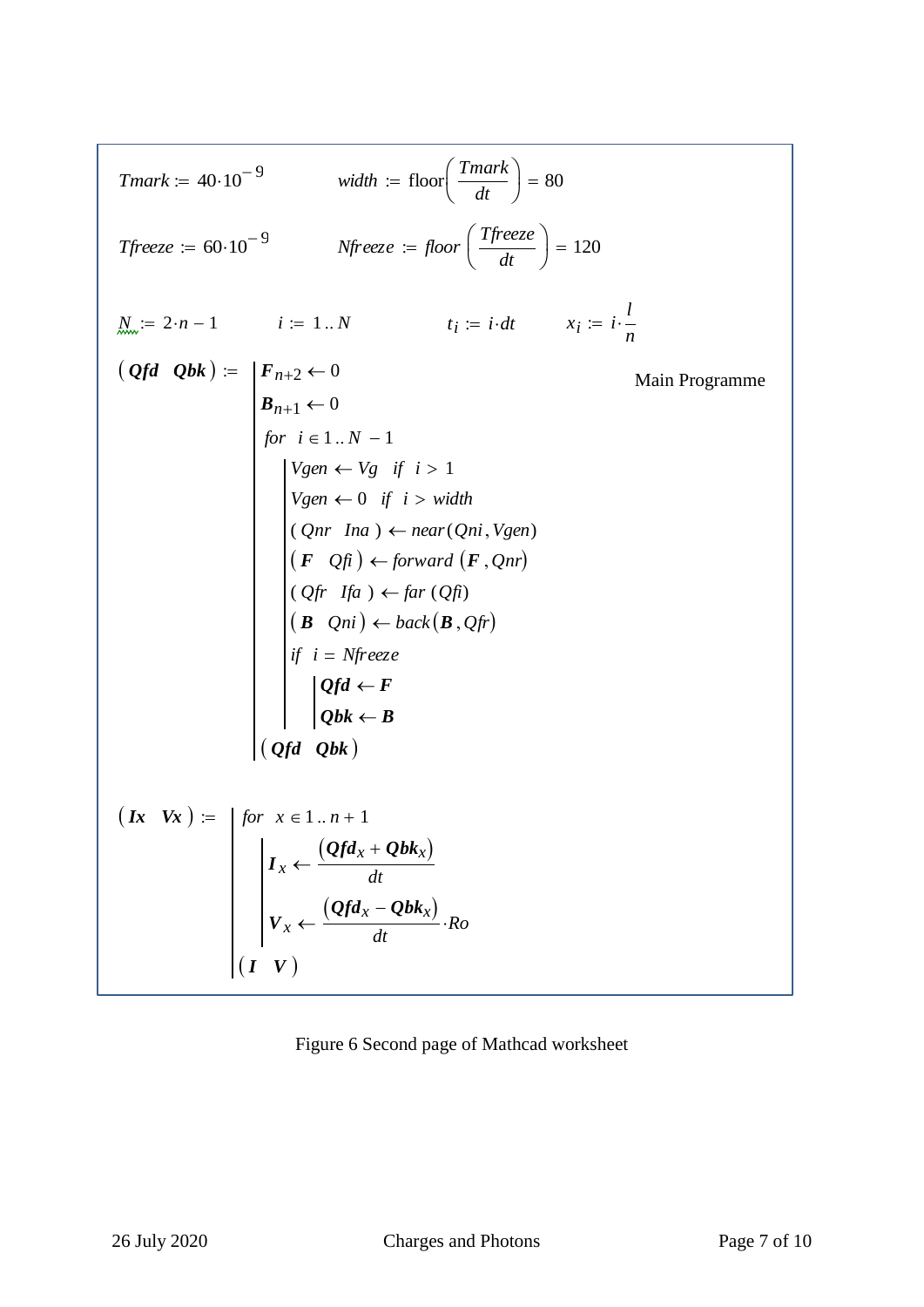$$Tmark := 40 \cdot 10^{-9} \qquad width := \text{floor}\left(\frac{Tmark}{dt}\right) = 80$$

$$Tfreeze := 60 \cdot 10^{-9} \qquad Nfreeze := floor\left(\frac{Tfreeze}{dt}\right) = 120$$

$$N := 2 \cdot n - 1 \qquad i := 1 .. N \qquad t_i := i \cdot dt \qquad x_i := i \cdot \frac{l}{n}$$

Main Programme

```
(Qfd  Qbk) := | F_{n+2} ← 0
              | B_{n+1} ← 0
              | for i ∈ 1 .. N − 1
              |   | Vgen ← Vg  if  i > 1
              |   | Vgen ← 0  if  i > width
              |   | (Qnr  Ina) ← near(Qni, Vgen)
              |   | (F  Qfi) ← forward(F, Qnr)
              |   | (Qfr  Ifa) ← far(Qfi)
              |   | (B  Qni) ← back(B, Qfr)
              |   | if  i = Nfreeze
              |   |   | Qfd ← F
              |   |   | Qbk ← B
              | (Qfd  Qbk)
```

```
(Ix  Vx) := | for x ∈ 1 .. n + 1
            |   | I_x ← (Qfd_x + Qbk_x) / dt
            |   | V_x ← ((Qfd_x − Qbk_x) / dt) · Ro
            | (I  V)
```

$$I_x \leftarrow \frac{\left(Qfd_x + Qbk_x\right)}{dt} \qquad V_x \leftarrow \frac{\left(Qfd_x - Qbk_x\right)}{dt} \cdot Ro$$

Figure 6 Second page of Mathcad worksheet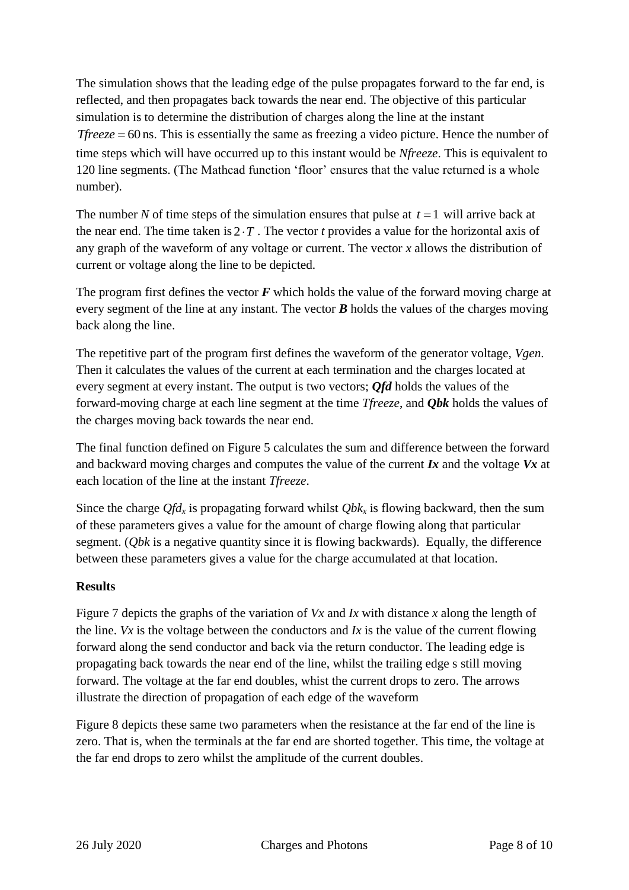The simulation shows that the leading edge of the pulse propagates forward to the far end, is reflected, and then propagates back towards the near end. The objective of this particular simulation is to determine the distribution of charges along the line at the instant $Tfreeze = 60\,\text{ns}$. This is essentially the same as freezing a video picture. Hence the number of time steps which will have occurred up to this instant would be *Nfreeze*. This is equivalent to 120 line segments. (The Mathcad function 'floor' ensures that the value returned is a whole number).

The number *N* of time steps of the simulation ensures that pulse at $t = 1$ will arrive back at the near end. The time taken is $2 \cdot T$. The vector *t* provides a value for the horizontal axis of any graph of the waveform of any voltage or current. The vector *x* allows the distribution of current or voltage along the line to be depicted.

The program first defines the vector ***F*** which holds the value of the forward moving charge at every segment of the line at any instant. The vector ***B*** holds the values of the charges moving back along the line.

The repetitive part of the program first defines the waveform of the generator voltage, *Vgen*. Then it calculates the values of the current at each termination and the charges located at every segment at every instant. The output is two vectors; ***Qfd*** holds the values of the forward-moving charge at each line segment at the time *Tfreeze*, and ***Qbk*** holds the values of the charges moving back towards the near end.

The final function defined on Figure 5 calculates the sum and difference between the forward and backward moving charges and computes the value of the current ***Ix*** and the voltage ***Vx*** at each location of the line at the instant *Tfreeze*.

Since the charge $Qfd_x$ is propagating forward whilst $Qbk_x$ is flowing backward, then the sum of these parameters gives a value for the amount of charge flowing along that particular segment. (*Qbk* is a negative quantity since it is flowing backwards). Equally, the difference between these parameters gives a value for the charge accumulated at that location.

**Results**

Figure 7 depicts the graphs of the variation of *Vx* and *Ix* with distance *x* along the length of the line. *Vx* is the voltage between the conductors and *Ix* is the value of the current flowing forward along the send conductor and back via the return conductor. The leading edge is propagating back towards the near end of the line, whilst the trailing edge s still moving forward. The voltage at the far end doubles, whist the current drops to zero. The arrows illustrate the direction of propagation of each edge of the waveform

Figure 8 depicts these same two parameters when the resistance at the far end of the line is zero. That is, when the terminals at the far end are shorted together. This time, the voltage at the far end drops to zero whilst the amplitude of the current doubles.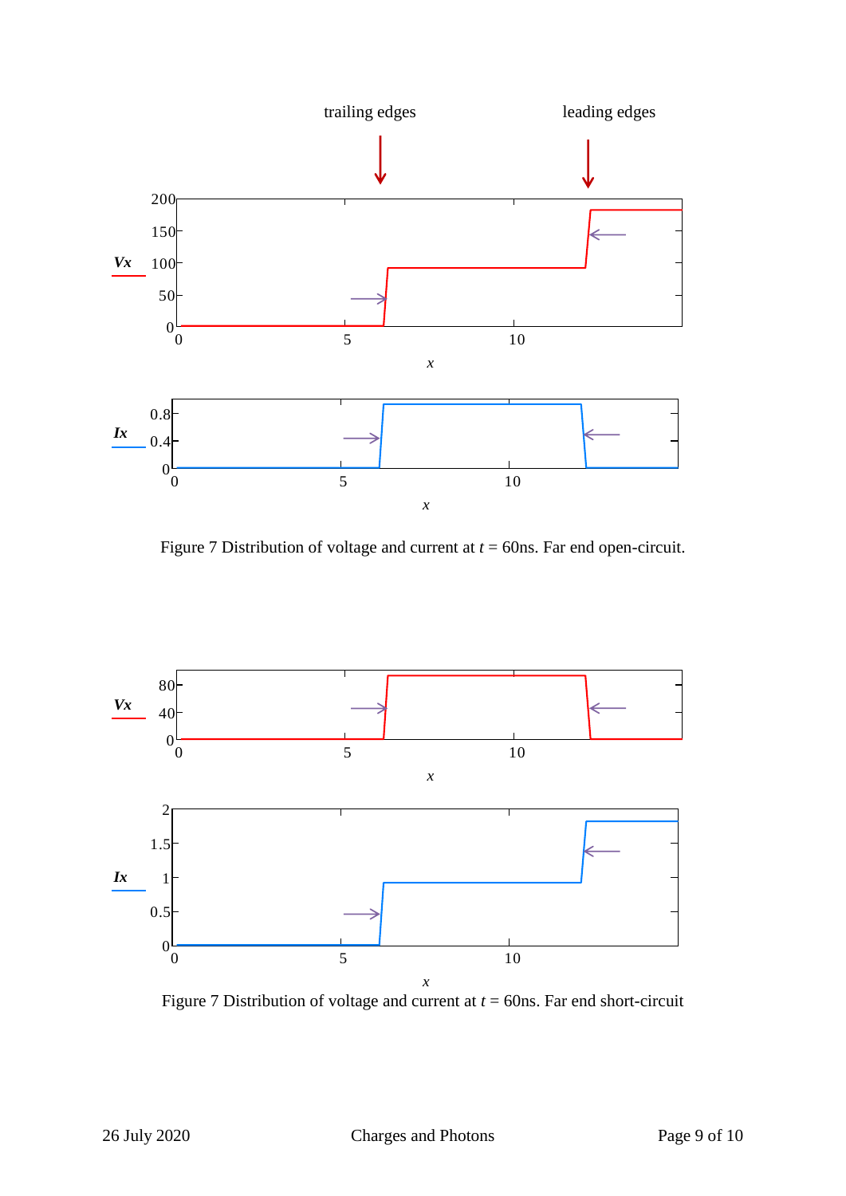trailing edges

leading edges

Figure 7 Distribution of voltage and current at $t$ = 60ns. Far end open-circuit.

Figure 7 Distribution of voltage and current at $t$ = 60ns. Far end short-circuit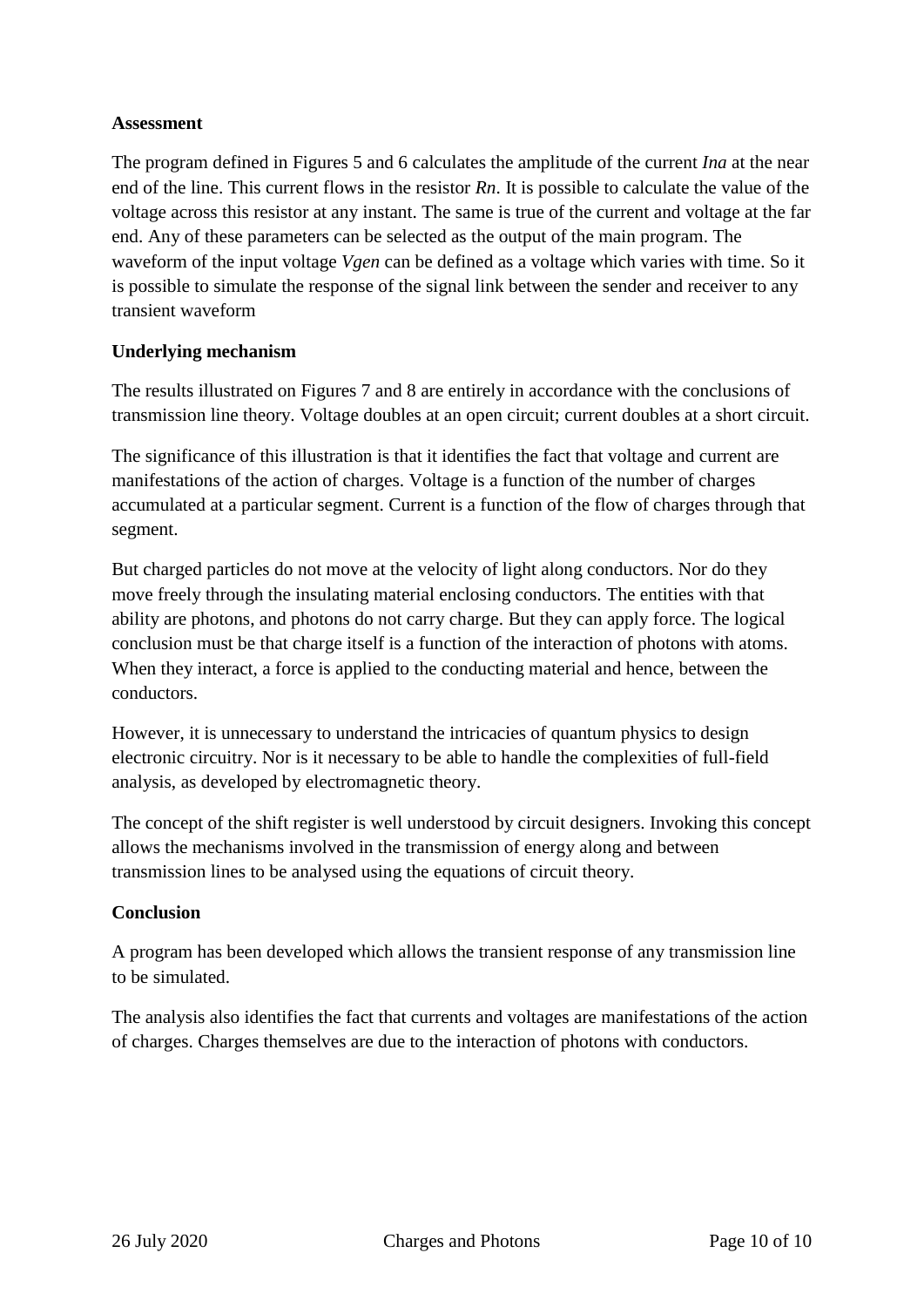**Assessment**

The program defined in Figures 5 and 6 calculates the amplitude of the current *Ina* at the near end of the line. This current flows in the resistor *Rn*. It is possible to calculate the value of the voltage across this resistor at any instant. The same is true of the current and voltage at the far end. Any of these parameters can be selected as the output of the main program. The waveform of the input voltage *Vgen* can be defined as a voltage which varies with time. So it is possible to simulate the response of the signal link between the sender and receiver to any transient waveform

**Underlying mechanism**

The results illustrated on Figures 7 and 8 are entirely in accordance with the conclusions of transmission line theory. Voltage doubles at an open circuit; current doubles at a short circuit.

The significance of this illustration is that it identifies the fact that voltage and current are manifestations of the action of charges. Voltage is a function of the number of charges accumulated at a particular segment. Current is a function of the flow of charges through that segment.

But charged particles do not move at the velocity of light along conductors. Nor do they move freely through the insulating material enclosing conductors. The entities with that ability are photons, and photons do not carry charge. But they can apply force. The logical conclusion must be that charge itself is a function of the interaction of photons with atoms. When they interact, a force is applied to the conducting material and hence, between the conductors.

However, it is unnecessary to understand the intricacies of quantum physics to design electronic circuitry. Nor is it necessary to be able to handle the complexities of full-field analysis, as developed by electromagnetic theory.

The concept of the shift register is well understood by circuit designers. Invoking this concept allows the mechanisms involved in the transmission of energy along and between transmission lines to be analysed using the equations of circuit theory.

**Conclusion**

A program has been developed which allows the transient response of any transmission line to be simulated.

The analysis also identifies the fact that currents and voltages are manifestations of the action of charges. Charges themselves are due to the interaction of photons with conductors.